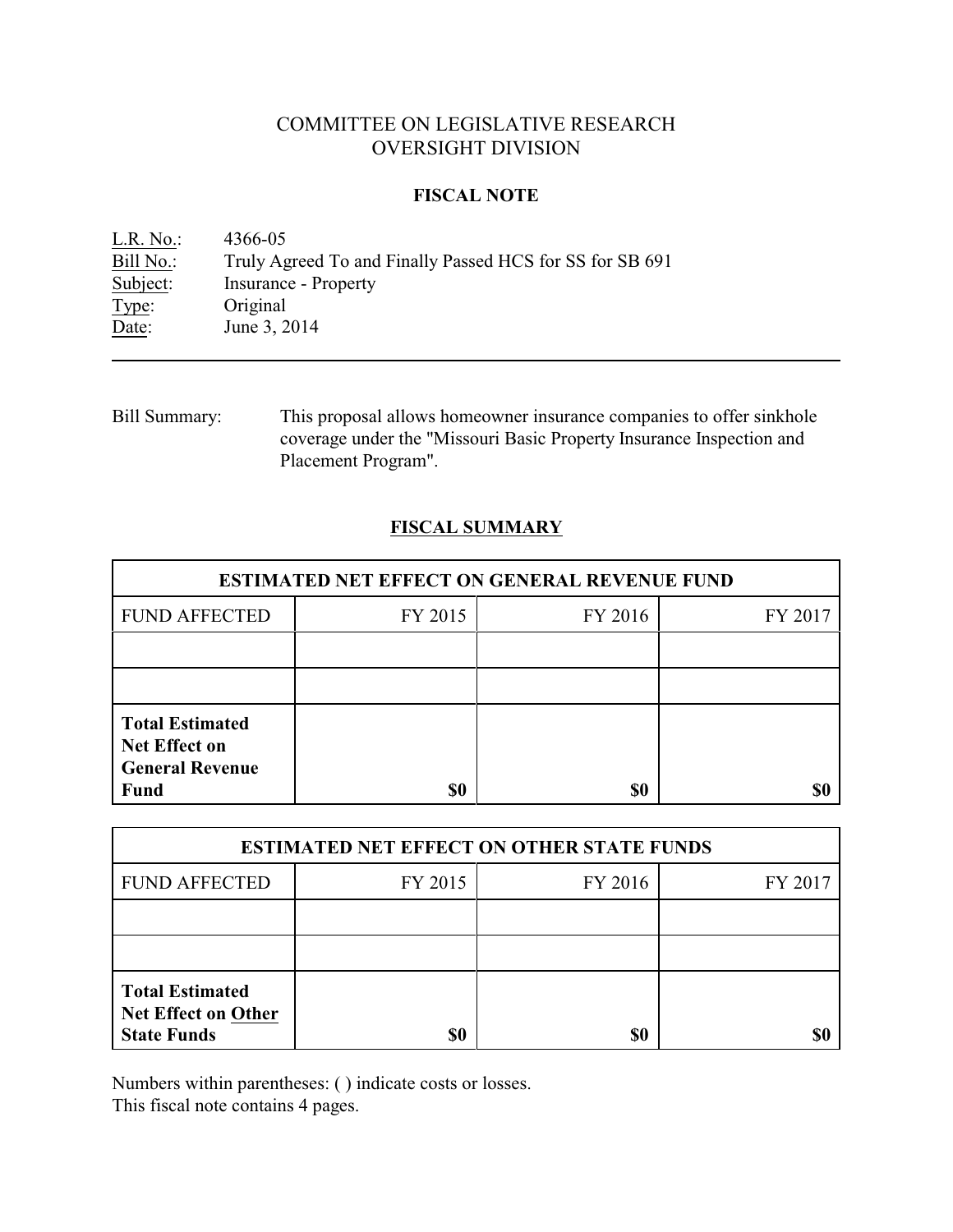# COMMITTEE ON LEGISLATIVE RESEARCH
# OVERSIGHT DIVISION

## FISCAL NOTE

L.R. No.: 4366-05
Bill No.: Truly Agreed To and Finally Passed HCS for SS for SB 691
Subject: Insurance - Property
Type: Original
Date: June 3, 2014

---

Bill Summary: This proposal allows homeowner insurance companies to offer sinkhole coverage under the "Missouri Basic Property Insurance Inspection and Placement Program".

## FISCAL SUMMARY

| ESTIMATED NET EFFECT ON GENERAL REVENUE FUND | | | |
|---|---|---|---|
| FUND AFFECTED | FY 2015 | FY 2016 | FY 2017 |
| | | | |
| | | | |
| **Total Estimated Net Effect on General Revenue Fund** | **$0** | **$0** | **$0** |

| ESTIMATED NET EFFECT ON OTHER STATE FUNDS | | | |
|---|---|---|---|
| FUND AFFECTED | FY 2015 | FY 2016 | FY 2017 |
| | | | |
| | | | |
| **Total Estimated Net Effect on Other State Funds** | **$0** | **$0** | **$0** |

Numbers within parentheses: ( ) indicate costs or losses.
This fiscal note contains 4 pages.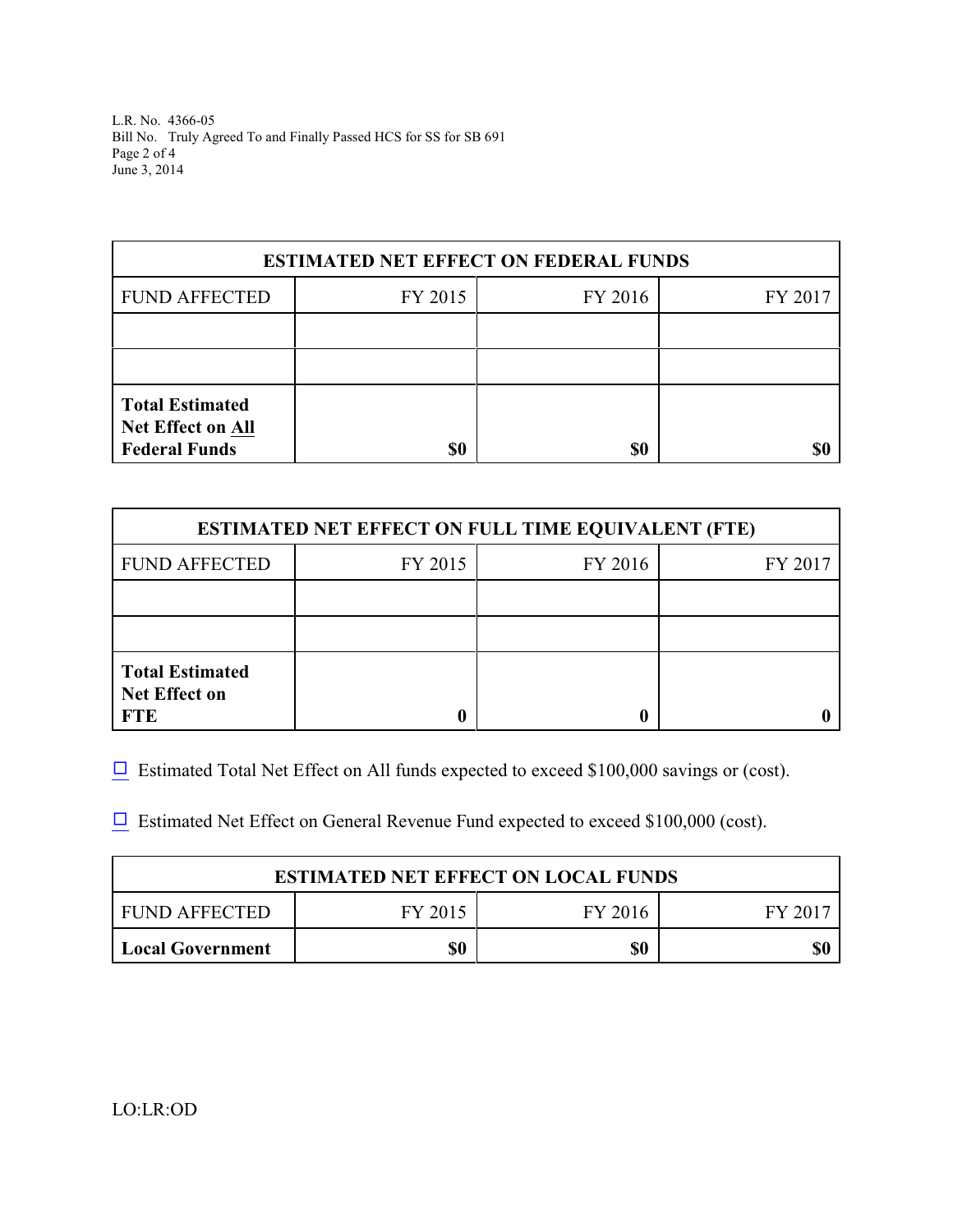L.R. No. 4366-05
Bill No. Truly Agreed To and Finally Passed HCS for SS for SB 691
June 3, 2014

| ESTIMATED NET EFFECT ON FEDERAL FUNDS | | | |
|---|---|---|---|
| FUND AFFECTED | FY 2015 | FY 2016 | FY 2017 |
| | | | |
| | | | |
| **Total Estimated Net Effect on All Federal Funds** | **$0** | **$0** | **$0** |

| ESTIMATED NET EFFECT ON FULL TIME EQUIVALENT (FTE) | | | |
|---|---|---|---|
| FUND AFFECTED | FY 2015 | FY 2016 | FY 2017 |
| | | | |
| | | | |
| **Total Estimated Net Effect on FTE** | **0** | **0** | **0** |

☐ Estimated Total Net Effect on All funds expected to exceed $100,000 savings or (cost).

☐ Estimated Net Effect on General Revenue Fund expected to exceed $100,000 (cost).

| ESTIMATED NET EFFECT ON LOCAL FUNDS | | | |
|---|---|---|---|
| FUND AFFECTED | FY 2015 | FY 2016 | FY 2017 |
| **Local Government** | **$0** | **$0** | **$0** |

LO:LR:OD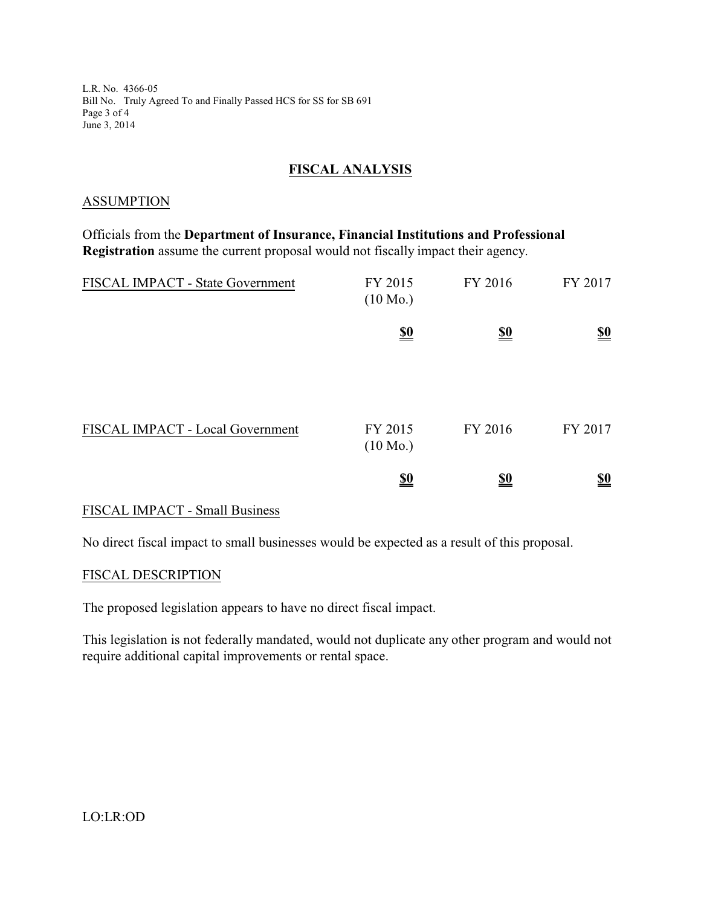## FISCAL ANALYSIS

### ASSUMPTION

Officials from the **Department of Insurance, Financial Institutions and Professional Registration** assume the current proposal would not fiscally impact their agency.

| FISCAL IMPACT - State Government | FY 2015 (10 Mo.) | FY 2016 | FY 2017 |
|---|---|---|---|
| | **$0** | **$0** | **$0** |

| FISCAL IMPACT - Local Government | FY 2015 (10 Mo.) | FY 2016 | FY 2017 |
|---|---|---|---|
| | **$0** | **$0** | **$0** |

### FISCAL IMPACT - Small Business

No direct fiscal impact to small businesses would be expected as a result of this proposal.

### FISCAL DESCRIPTION

The proposed legislation appears to have no direct fiscal impact.

This legislation is not federally mandated, would not duplicate any other program and would not require additional capital improvements or rental space.

LO:LR:OD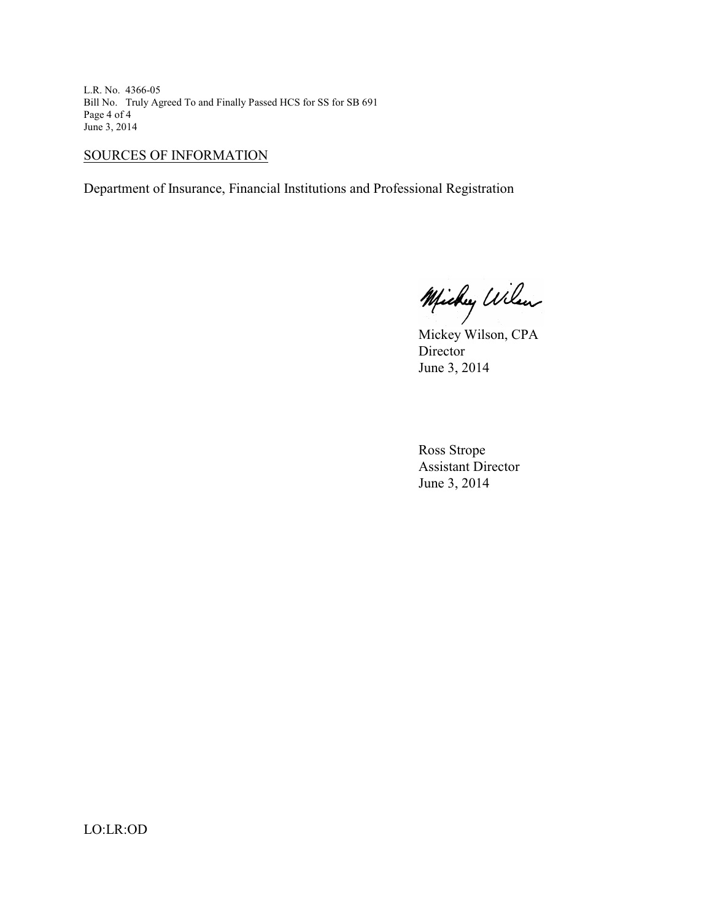## SOURCES OF INFORMATION

Department of Insurance, Financial Institutions and Professional Registration

Mickey Wilson, CPA
Director
June 3, 2014

Ross Strope
Assistant Director
June 3, 2014

LO:LR:OD